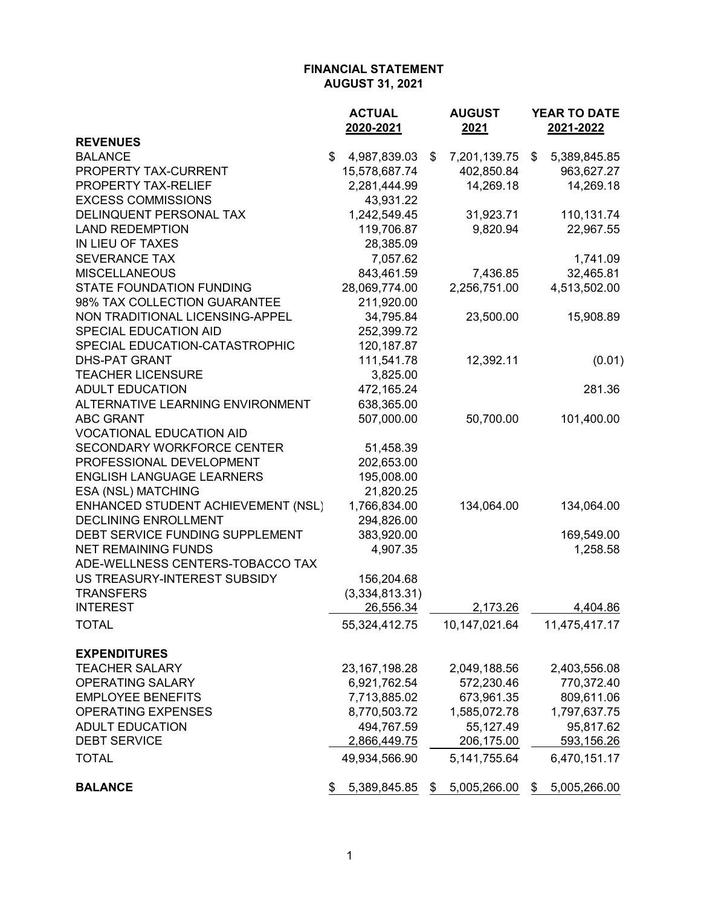# FINANCIAL STATEMENT
## AUGUST 31, 2021

| | ACTUAL 2020-2021 | AUGUST 2021 | YEAR TO DATE 2021-2022 |
|---|---|---|---|
| **REVENUES** | | | |
| BALANCE | $ 4,987,839.03 | $ 7,201,139.75 | $ 5,389,845.85 |
| PROPERTY TAX-CURRENT | 15,578,687.74 | 402,850.84 | 963,627.27 |
| PROPERTY TAX-RELIEF | 2,281,444.99 | 14,269.18 | 14,269.18 |
| EXCESS COMMISSIONS | 43,931.22 | | |
| DELINQUENT PERSONAL TAX | 1,242,549.45 | 31,923.71 | 110,131.74 |
| LAND REDEMPTION | 119,706.87 | 9,820.94 | 22,967.55 |
| IN LIEU OF TAXES | 28,385.09 | | |
| SEVERANCE TAX | 7,057.62 | | 1,741.09 |
| MISCELLANEOUS | 843,461.59 | 7,436.85 | 32,465.81 |
| STATE FOUNDATION FUNDING | 28,069,774.00 | 2,256,751.00 | 4,513,502.00 |
| 98% TAX COLLECTION GUARANTEE | 211,920.00 | | |
| NON TRADITIONAL LICENSING-APPEL | 34,795.84 | 23,500.00 | 15,908.89 |
| SPECIAL EDUCATION AID | 252,399.72 | | |
| SPECIAL EDUCATION-CATASTROPHIC | 120,187.87 | | |
| DHS-PAT GRANT | 111,541.78 | 12,392.11 | (0.01) |
| TEACHER LICENSURE | 3,825.00 | | |
| ADULT EDUCATION | 472,165.24 | | 281.36 |
| ALTERNATIVE LEARNING ENVIRONMENT | 638,365.00 | | |
| ABC GRANT | 507,000.00 | 50,700.00 | 101,400.00 |
| VOCATIONAL EDUCATION AID | | | |
| SECONDARY WORKFORCE CENTER | 51,458.39 | | |
| PROFESSIONAL DEVELOPMENT | 202,653.00 | | |
| ENGLISH LANGUAGE LEARNERS | 195,008.00 | | |
| ESA (NSL) MATCHING | 21,820.25 | | |
| ENHANCED STUDENT ACHIEVEMENT (NSL) | 1,766,834.00 | 134,064.00 | 134,064.00 |
| DECLINING ENROLLMENT | 294,826.00 | | |
| DEBT SERVICE FUNDING SUPPLEMENT | 383,920.00 | | 169,549.00 |
| NET REMAINING FUNDS | 4,907.35 | | 1,258.58 |
| ADE-WELLNESS CENTERS-TOBACCO TAX | | | |
| US TREASURY-INTEREST SUBSIDY | 156,204.68 | | |
| TRANSFERS | (3,334,813.31) | | |
| INTEREST | 26,556.34 | 2,173.26 | 4,404.86 |
| TOTAL | 55,324,412.75 | 10,147,021.64 | 11,475,417.17 |
| **EXPENDITURES** | | | |
| TEACHER SALARY | 23,167,198.28 | 2,049,188.56 | 2,403,556.08 |
| OPERATING SALARY | 6,921,762.54 | 572,230.46 | 770,372.40 |
| EMPLOYEE BENEFITS | 7,713,885.02 | 673,961.35 | 809,611.06 |
| OPERATING EXPENSES | 8,770,503.72 | 1,585,072.78 | 1,797,637.75 |
| ADULT EDUCATION | 494,767.59 | 55,127.49 | 95,817.62 |
| DEBT SERVICE | 2,866,449.75 | 206,175.00 | 593,156.26 |
| TOTAL | 49,934,566.90 | 5,141,755.64 | 6,470,151.17 |
| **BALANCE** | $ 5,389,845.85 | $ 5,005,266.00 | $ 5,005,266.00 |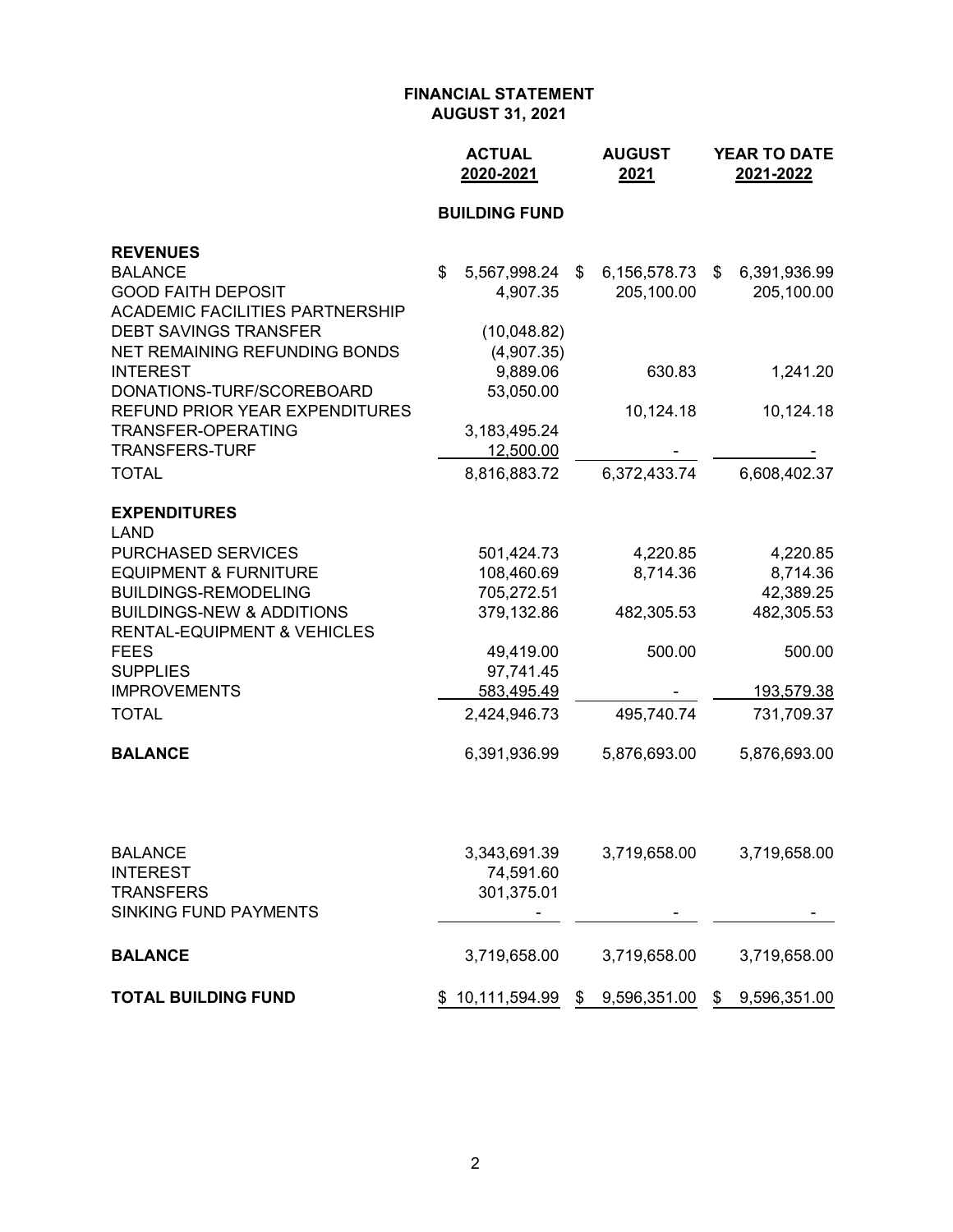**FINANCIAL STATEMENT**
**AUGUST 31, 2021**

| | ACTUAL 2020-2021 | AUGUST 2021 | YEAR TO DATE 2021-2022 |
|---|---|---|---|
| | **BUILDING FUND** | | |
| **REVENUES** | | | |
| BALANCE | $ 5,567,998.24 | $ 6,156,578.73 | $ 6,391,936.99 |
| GOOD FAITH DEPOSIT | 4,907.35 | 205,100.00 | 205,100.00 |
| ACADEMIC FACILITIES PARTNERSHIP | | | |
| DEBT SAVINGS TRANSFER | (10,048.82) | | |
| NET REMAINING REFUNDING BONDS | (4,907.35) | | |
| INTEREST | 9,889.06 | 630.83 | 1,241.20 |
| DONATIONS-TURF/SCOREBOARD | 53,050.00 | | |
| REFUND PRIOR YEAR EXPENDITURES | | 10,124.18 | 10,124.18 |
| TRANSFER-OPERATING | 3,183,495.24 | | |
| TRANSFERS-TURF | 12,500.00 | - | - |
| TOTAL | 8,816,883.72 | 6,372,433.74 | 6,608,402.37 |
| **EXPENDITURES** | | | |
| LAND | | | |
| PURCHASED SERVICES | 501,424.73 | 4,220.85 | 4,220.85 |
| EQUIPMENT & FURNITURE | 108,460.69 | 8,714.36 | 8,714.36 |
| BUILDINGS-REMODELING | 705,272.51 | | 42,389.25 |
| BUILDINGS-NEW & ADDITIONS | 379,132.86 | 482,305.53 | 482,305.53 |
| RENTAL-EQUIPMENT & VEHICLES | | | |
| FEES | 49,419.00 | 500.00 | 500.00 |
| SUPPLIES | 97,741.45 | | |
| IMPROVEMENTS | 583,495.49 | - | 193,579.38 |
| TOTAL | 2,424,946.73 | 495,740.74 | 731,709.37 |
| **BALANCE** | 6,391,936.99 | 5,876,693.00 | 5,876,693.00 |
| | | | |
| BALANCE | 3,343,691.39 | 3,719,658.00 | 3,719,658.00 |
| INTEREST | 74,591.60 | | |
| TRANSFERS | 301,375.01 | | |
| SINKING FUND PAYMENTS | - | - | - |
| **BALANCE** | 3,719,658.00 | 3,719,658.00 | 3,719,658.00 |
| **TOTAL BUILDING FUND** | $ 10,111,594.99 | $ 9,596,351.00 | $ 9,596,351.00 |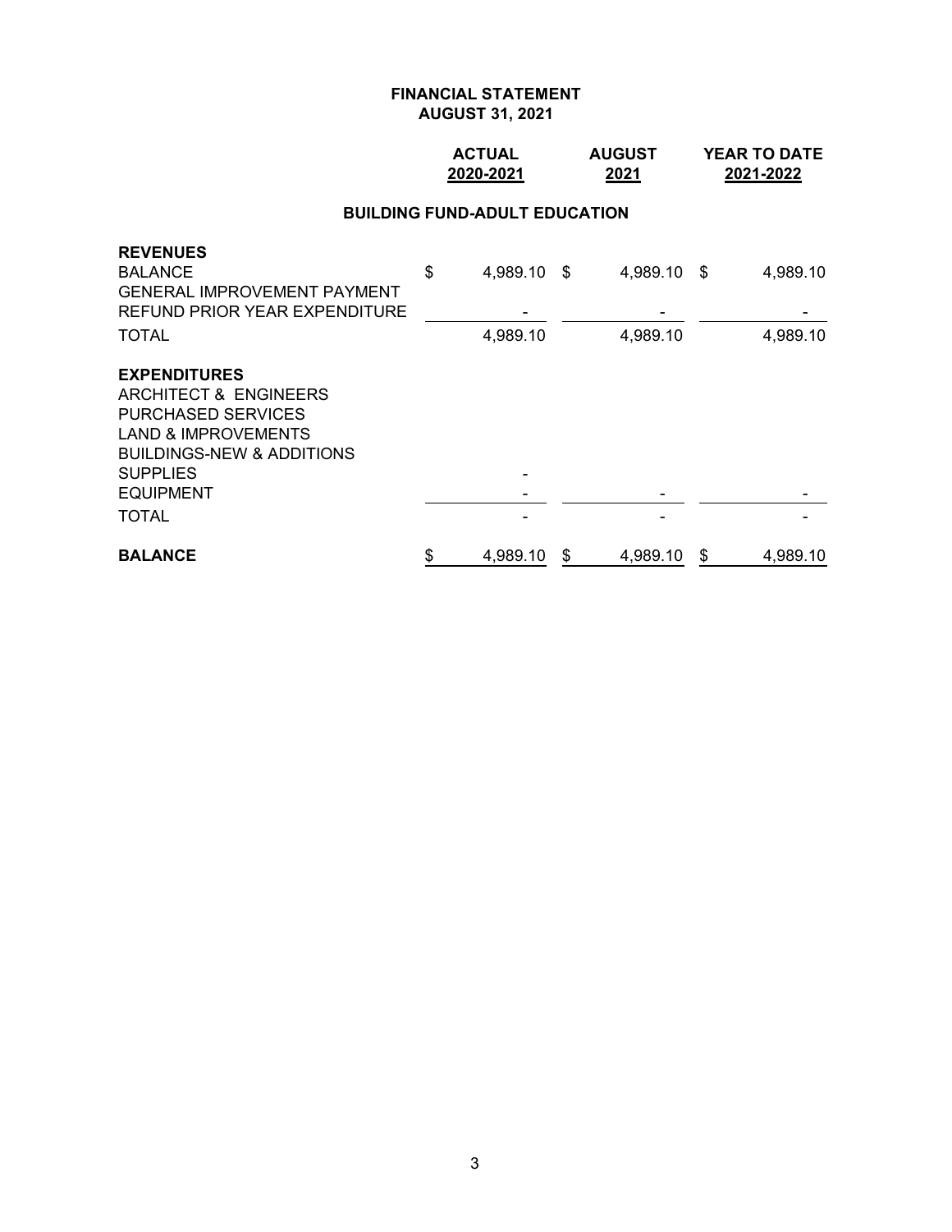**FINANCIAL STATEMENT**
**AUGUST 31, 2021**

| | ACTUAL 2020-2021 | AUGUST 2021 | YEAR TO DATE 2021-2022 |
|---|---|---|---|
| **BUILDING FUND-ADULT EDUCATION** | | | |
| **REVENUES** | | | |
| BALANCE | $ 4,989.10 | $ 4,989.10 | $ 4,989.10 |
| GENERAL IMPROVEMENT PAYMENT | | | |
| REFUND PRIOR YEAR EXPENDITURE | - | - | - |
| TOTAL | 4,989.10 | 4,989.10 | 4,989.10 |
| **EXPENDITURES** | | | |
| ARCHITECT & ENGINEERS | | | |
| PURCHASED SERVICES | | | |
| LAND & IMPROVEMENTS | | | |
| BUILDINGS-NEW & ADDITIONS | | | |
| SUPPLIES | - | | |
| EQUIPMENT | - | - | - |
| TOTAL | - | - | - |
| **BALANCE** | $ 4,989.10 | $ 4,989.10 | $ 4,989.10 |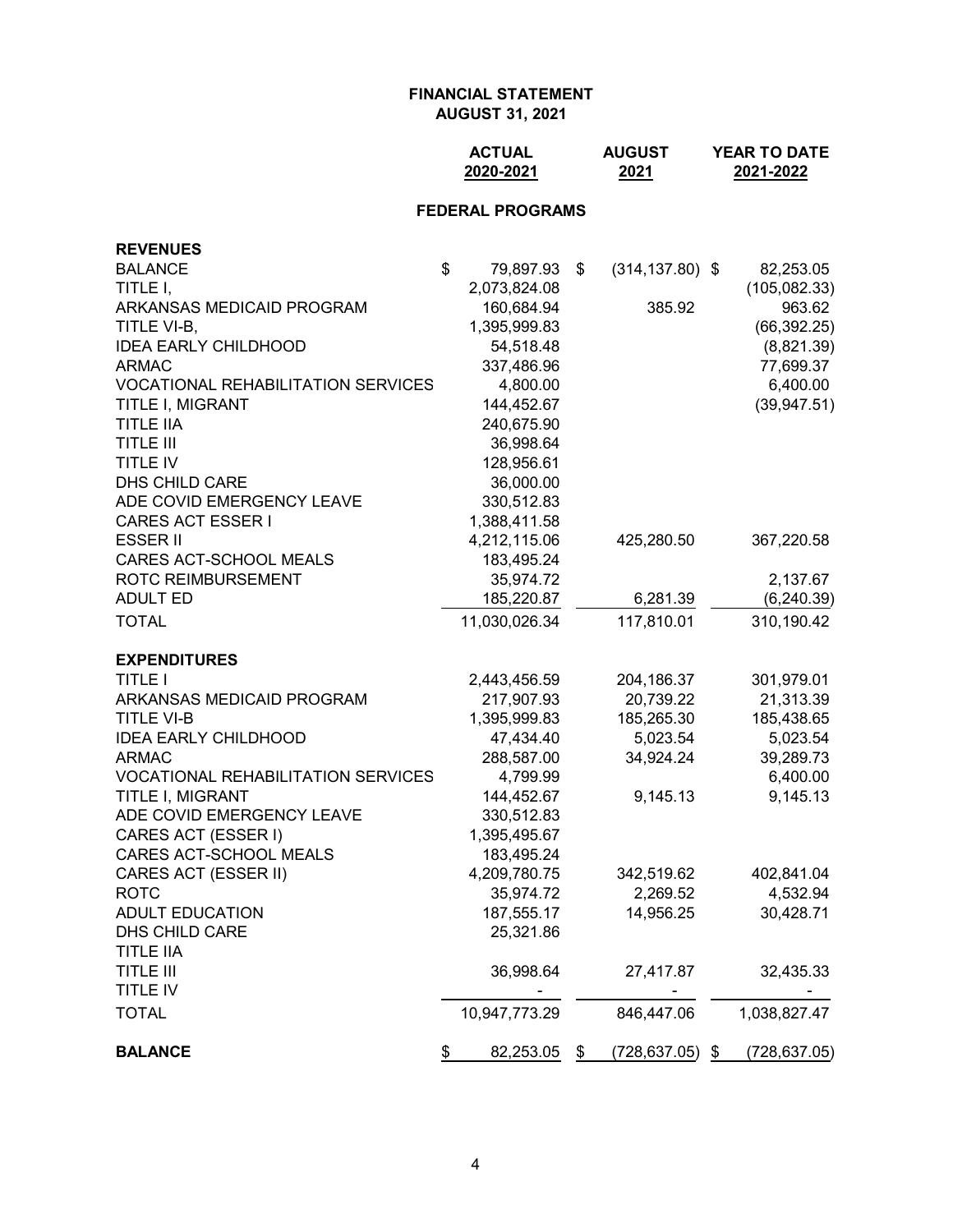**FINANCIAL STATEMENT**
**AUGUST 31, 2021**

| | ACTUAL 2020-2021 | AUGUST 2021 | YEAR TO DATE 2021-2022 |
|---|---|---|---|
| | **FEDERAL PROGRAMS** | | |
| **REVENUES** | | | |
| BALANCE | $ 79,897.93 | $ (314,137.80) | $ 82,253.05 |
| TITLE I, | 2,073,824.08 | | (105,082.33) |
| ARKANSAS MEDICAID PROGRAM | 160,684.94 | 385.92 | 963.62 |
| TITLE VI-B, | 1,395,999.83 | | (66,392.25) |
| IDEA EARLY CHILDHOOD | 54,518.48 | | (8,821.39) |
| ARMAC | 337,486.96 | | 77,699.37 |
| VOCATIONAL REHABILITATION SERVICES | 4,800.00 | | 6,400.00 |
| TITLE I, MIGRANT | 144,452.67 | | (39,947.51) |
| TITLE IIA | 240,675.90 | | |
| TITLE III | 36,998.64 | | |
| TITLE IV | 128,956.61 | | |
| DHS CHILD CARE | 36,000.00 | | |
| ADE COVID EMERGENCY LEAVE | 330,512.83 | | |
| CARES ACT ESSER I | 1,388,411.58 | | |
| ESSER II | 4,212,115.06 | 425,280.50 | 367,220.58 |
| CARES ACT-SCHOOL MEALS | 183,495.24 | | |
| ROTC REIMBURSEMENT | 35,974.72 | | 2,137.67 |
| ADULT ED | 185,220.87 | 6,281.39 | (6,240.39) |
| TOTAL | 11,030,026.34 | 117,810.01 | 310,190.42 |
| **EXPENDITURES** | | | |
| TITLE I | 2,443,456.59 | 204,186.37 | 301,979.01 |
| ARKANSAS MEDICAID PROGRAM | 217,907.93 | 20,739.22 | 21,313.39 |
| TITLE VI-B | 1,395,999.83 | 185,265.30 | 185,438.65 |
| IDEA EARLY CHILDHOOD | 47,434.40 | 5,023.54 | 5,023.54 |
| ARMAC | 288,587.00 | 34,924.24 | 39,289.73 |
| VOCATIONAL REHABILITATION SERVICES | 4,799.99 | | 6,400.00 |
| TITLE I, MIGRANT | 144,452.67 | 9,145.13 | 9,145.13 |
| ADE COVID EMERGENCY LEAVE | 330,512.83 | | |
| CARES ACT (ESSER I) | 1,395,495.67 | | |
| CARES ACT-SCHOOL MEALS | 183,495.24 | | |
| CARES ACT (ESSER II) | 4,209,780.75 | 342,519.62 | 402,841.04 |
| ROTC | 35,974.72 | 2,269.52 | 4,532.94 |
| ADULT EDUCATION | 187,555.17 | 14,956.25 | 30,428.71 |
| DHS CHILD CARE | 25,321.86 | | |
| TITLE IIA | | | |
| TITLE III | 36,998.64 | 27,417.87 | 32,435.33 |
| TITLE IV | - | - | - |
| TOTAL | 10,947,773.29 | 846,447.06 | 1,038,827.47 |
| **BALANCE** | $ 82,253.05 | $ (728,637.05) | $ (728,637.05) |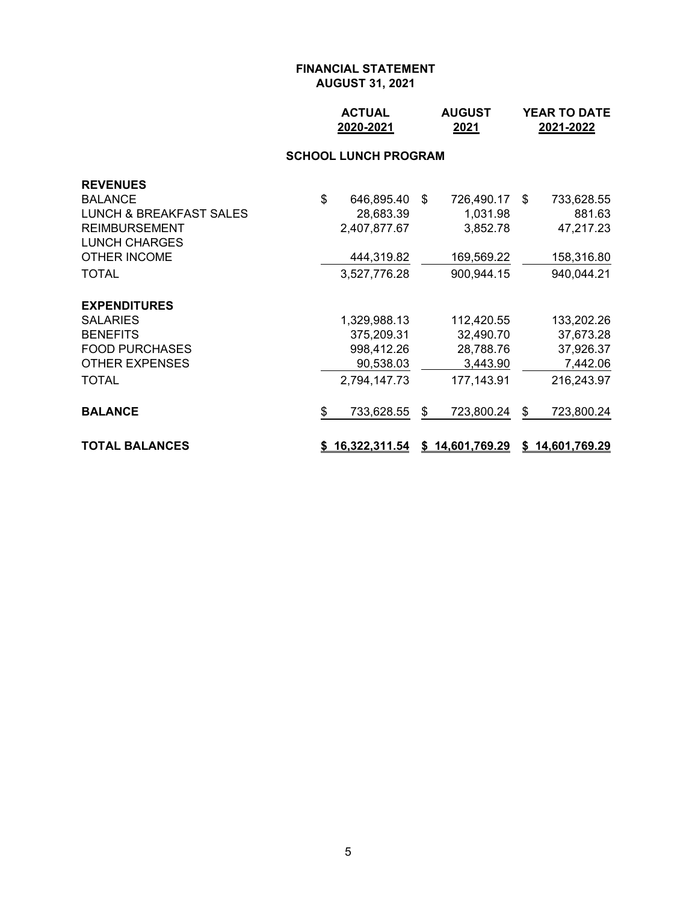**FINANCIAL STATEMENT**
**AUGUST 31, 2021**

| | ACTUAL 2020-2021 | AUGUST 2021 | YEAR TO DATE 2021-2022 |
|---|---|---|---|
| **SCHOOL LUNCH PROGRAM** | | | |
| **REVENUES** | | | |
| BALANCE | $ 646,895.40 | $ 726,490.17 | $ 733,628.55 |
| LUNCH & BREAKFAST SALES | 28,683.39 | 1,031.98 | 881.63 |
| REIMBURSEMENT | 2,407,877.67 | 3,852.78 | 47,217.23 |
| LUNCH CHARGES | | | |
| OTHER INCOME | 444,319.82 | 169,569.22 | 158,316.80 |
| TOTAL | 3,527,776.28 | 900,944.15 | 940,044.21 |
| **EXPENDITURES** | | | |
| SALARIES | 1,329,988.13 | 112,420.55 | 133,202.26 |
| BENEFITS | 375,209.31 | 32,490.70 | 37,673.28 |
| FOOD PURCHASES | 998,412.26 | 28,788.76 | 37,926.37 |
| OTHER EXPENSES | 90,538.03 | 3,443.90 | 7,442.06 |
| TOTAL | 2,794,147.73 | 177,143.91 | 216,243.97 |
| **BALANCE** | $ 733,628.55 | $ 723,800.24 | $ 723,800.24 |
| **TOTAL BALANCES** | **$ 16,322,311.54** | **$ 14,601,769.29** | **$ 14,601,769.29** |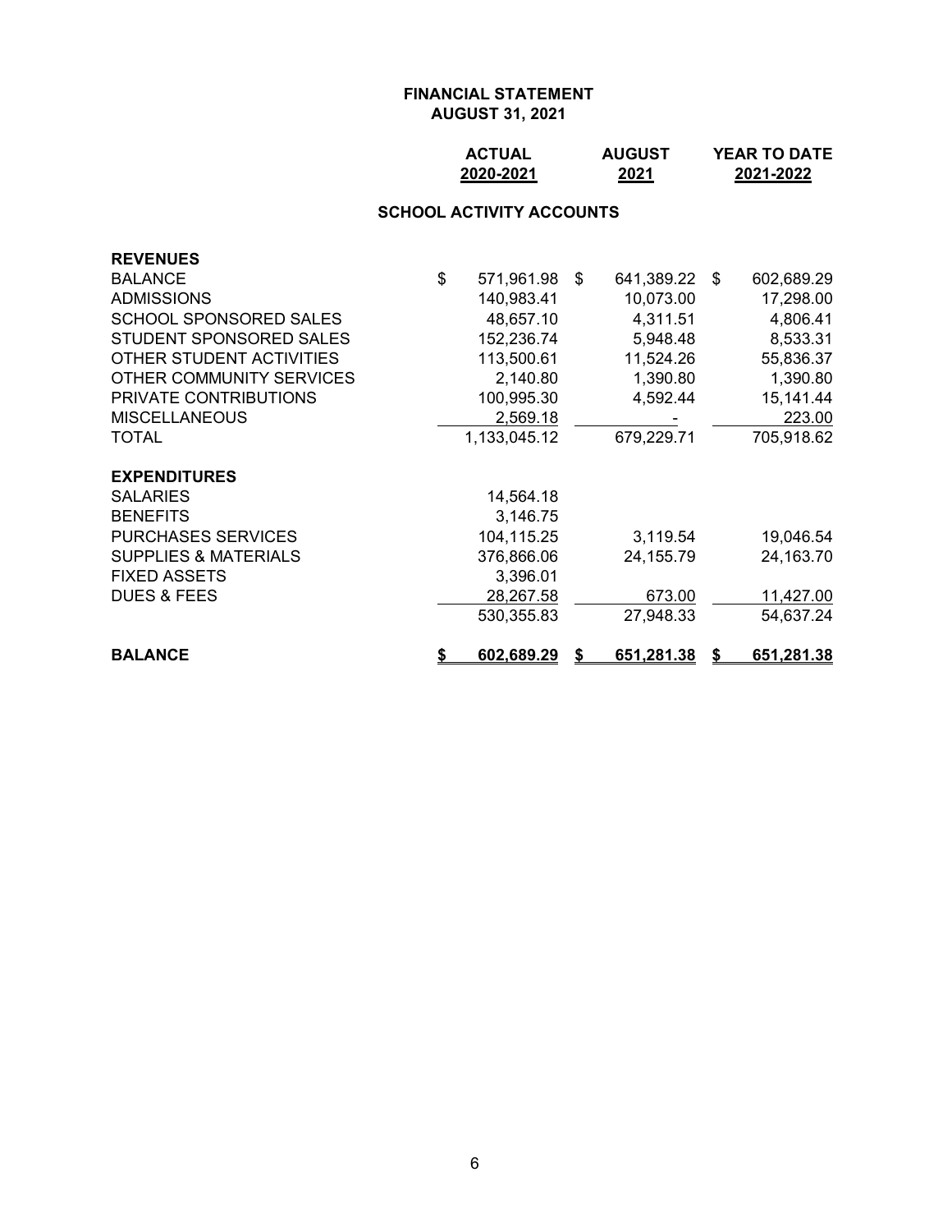# FINANCIAL STATEMENT
## AUGUST 31, 2021

### SCHOOL ACTIVITY ACCOUNTS

| | ACTUAL 2020-2021 | AUGUST 2021 | YEAR TO DATE 2021-2022 |
|---|---|---|---|
| **REVENUES** | | | |
| BALANCE | $ 571,961.98 | $ 641,389.22 | $ 602,689.29 |
| ADMISSIONS | 140,983.41 | 10,073.00 | 17,298.00 |
| SCHOOL SPONSORED SALES | 48,657.10 | 4,311.51 | 4,806.41 |
| STUDENT SPONSORED SALES | 152,236.74 | 5,948.48 | 8,533.31 |
| OTHER STUDENT ACTIVITIES | 113,500.61 | 11,524.26 | 55,836.37 |
| OTHER COMMUNITY SERVICES | 2,140.80 | 1,390.80 | 1,390.80 |
| PRIVATE CONTRIBUTIONS | 100,995.30 | 4,592.44 | 15,141.44 |
| MISCELLANEOUS | 2,569.18 | - | 223.00 |
| TOTAL | 1,133,045.12 | 679,229.71 | 705,918.62 |
| **EXPENDITURES** | | | |
| SALARIES | 14,564.18 | | |
| BENEFITS | 3,146.75 | | |
| PURCHASES SERVICES | 104,115.25 | 3,119.54 | 19,046.54 |
| SUPPLIES & MATERIALS | 376,866.06 | 24,155.79 | 24,163.70 |
| FIXED ASSETS | 3,396.01 | | |
| DUES & FEES | 28,267.58 | 673.00 | 11,427.00 |
| | 530,355.83 | 27,948.33 | 54,637.24 |
| **BALANCE** | **$ 602,689.29** | **$ 651,281.38** | **$ 651,281.38** |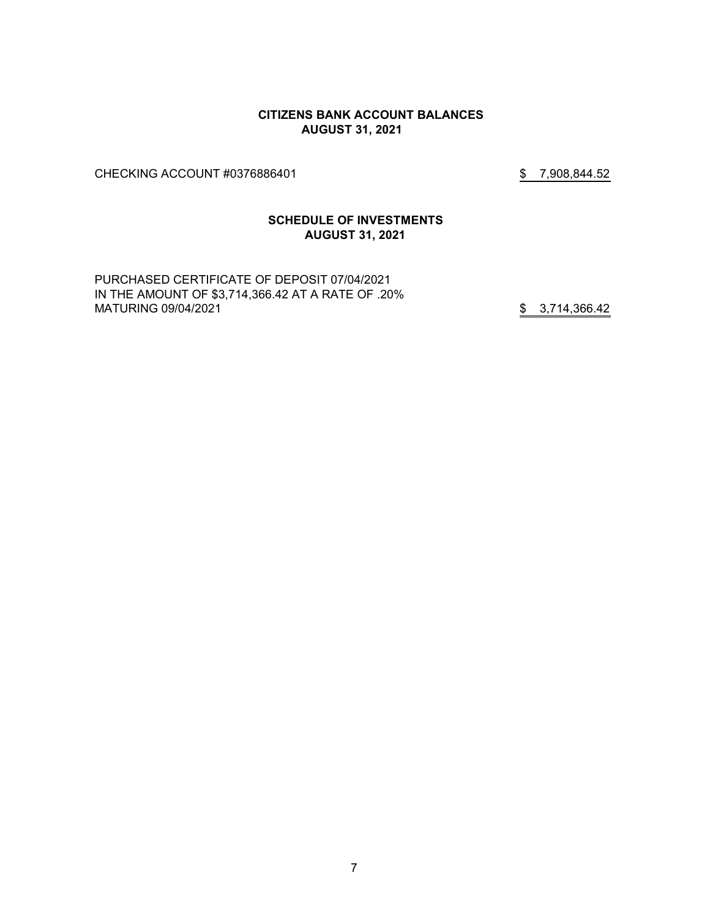## CITIZENS BANK ACCOUNT BALANCES
## AUGUST 31, 2021

| | |
|---|---|
| CHECKING ACCOUNT #0376886401 | $ 7,908,844.52 |

## SCHEDULE OF INVESTMENTS
## AUGUST 31, 2021

| | |
|---|---|
| PURCHASED CERTIFICATE OF DEPOSIT 07/04/2021<br>IN THE AMOUNT OF $3,714,366.42 AT A RATE OF .20%<br>MATURING 09/04/2021 | $ 3,714,366.42 |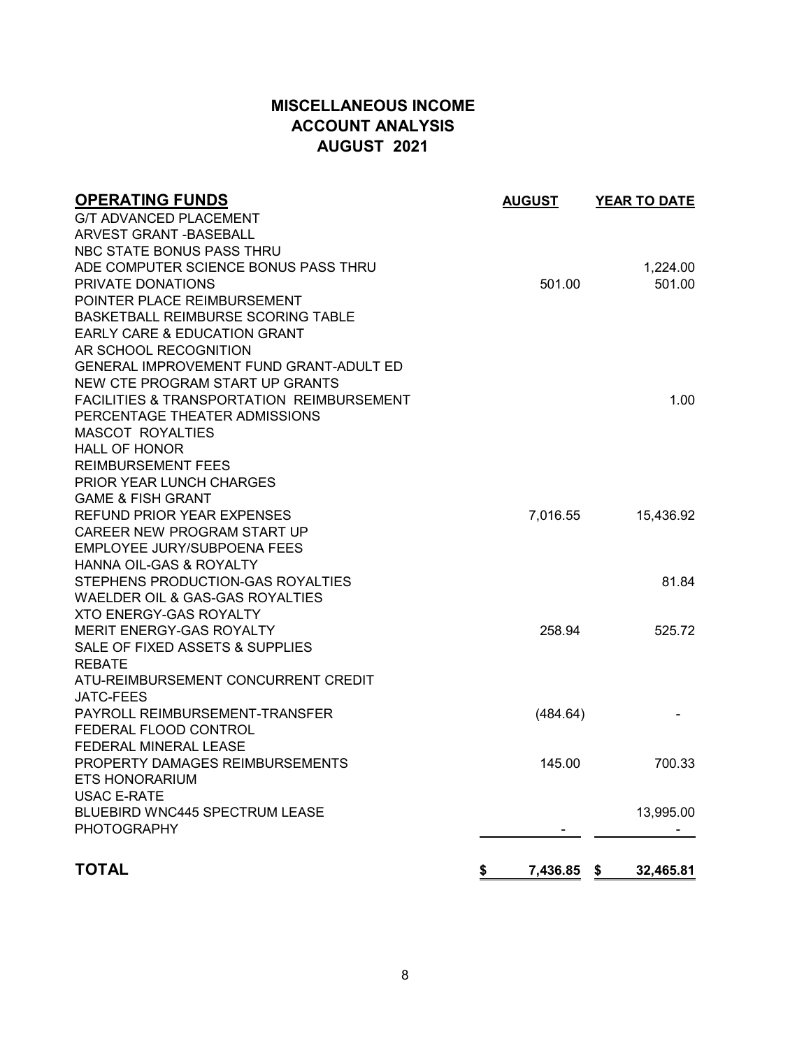# MISCELLANEOUS INCOME
# ACCOUNT ANALYSIS
# AUGUST 2021

| OPERATING FUNDS | AUGUST | YEAR TO DATE |
|---|---|---|
| G/T ADVANCED PLACEMENT | | |
| ARVEST GRANT -BASEBALL | | |
| NBC STATE BONUS PASS THRU | | |
| ADE COMPUTER SCIENCE BONUS PASS THRU | | 1,224.00 |
| PRIVATE DONATIONS | 501.00 | 501.00 |
| POINTER PLACE REIMBURSEMENT | | |
| BASKETBALL REIMBURSE SCORING TABLE | | |
| EARLY CARE & EDUCATION GRANT | | |
| AR SCHOOL RECOGNITION | | |
| GENERAL IMPROVEMENT FUND GRANT-ADULT ED | | |
| NEW CTE PROGRAM START UP GRANTS | | |
| FACILITIES & TRANSPORTATION REIMBURSEMENT | | 1.00 |
| PERCENTAGE THEATER ADMISSIONS | | |
| MASCOT ROYALTIES | | |
| HALL OF HONOR | | |
| REIMBURSEMENT FEES | | |
| PRIOR YEAR LUNCH CHARGES | | |
| GAME & FISH GRANT | | |
| REFUND PRIOR YEAR EXPENSES | 7,016.55 | 15,436.92 |
| CAREER NEW PROGRAM START UP | | |
| EMPLOYEE JURY/SUBPOENA FEES | | |
| HANNA OIL-GAS & ROYALTY | | |
| STEPHENS PRODUCTION-GAS ROYALTIES | | 81.84 |
| WAELDER OIL & GAS-GAS ROYALTIES | | |
| XTO ENERGY-GAS ROYALTY | | |
| MERIT ENERGY-GAS ROYALTY | 258.94 | 525.72 |
| SALE OF FIXED ASSETS & SUPPLIES | | |
| REBATE | | |
| ATU-REIMBURSEMENT CONCURRENT CREDIT | | |
| JATC-FEES | | |
| PAYROLL REIMBURSEMENT-TRANSFER | (484.64) | - |
| FEDERAL FLOOD CONTROL | | |
| FEDERAL MINERAL LEASE | | |
| PROPERTY DAMAGES REIMBURSEMENTS | 145.00 | 700.33 |
| ETS HONORARIUM | | |
| USAC E-RATE | | |
| BLUEBIRD WNC445 SPECTRUM LEASE | | 13,995.00 |
| PHOTOGRAPHY | - | - |
| **TOTAL** | **$ 7,436.85** | **$ 32,465.81** |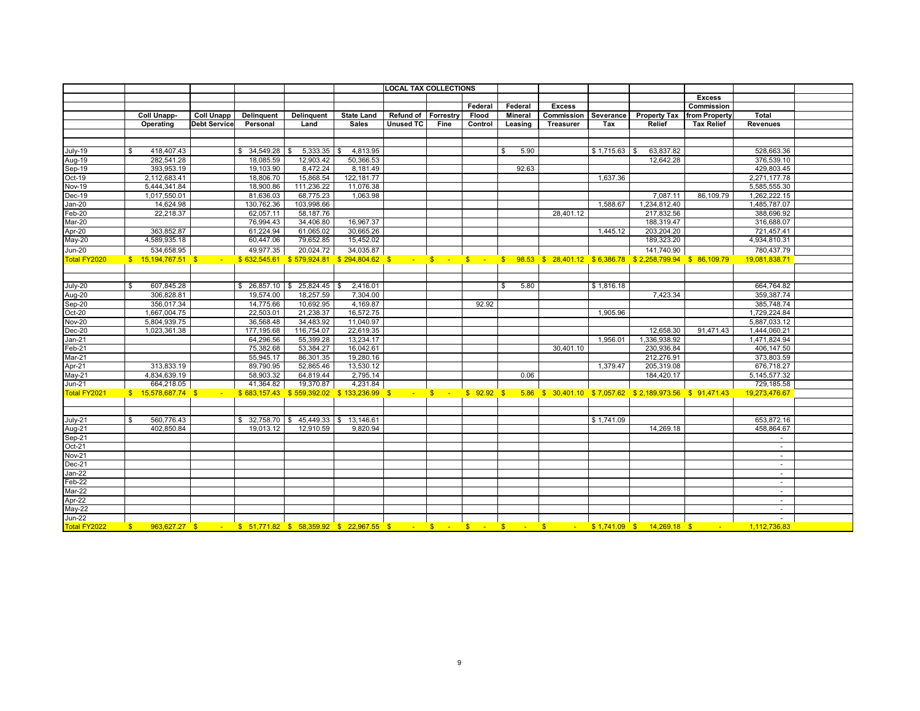| | | | | | | LOCAL TAX COLLECTIONS | | | | | | | | |
|---|---|---|---|---|---|---|---|---|---|---|---|---|---|---|
| | | | | | | | | Federal | Federal | Excess | | | Excess Commission | |
| | Coll Unapp-Operating | Coll Unapp Debt Service | Delinquent Personal | Delinquent Land | State Land Sales | Refund of Unused TC | Forrestry Fine | Flood Control | Mineral Leasing | Commission Treasurer | Severance Tax | Property Tax Relief | from Property Tax Relief | Total Revenues |
| July-19 | $ 418,407.43 | | $ 34,549.28 | $ 5,333.35 | $ 4,813.95 | | | | $ 5.90 | | $ 1,715.63 | $ 63,837.82 | | 528,663.36 |
| Aug-19 | 282,541.28 | | 18,085.59 | 12,903.42 | 50,366.53 | | | | | | | 12,642.28 | | 376,539.10 |
| Sep-19 | 393,953.19 | | 19,103.90 | 8,472.24 | 8,181.49 | | | | 92.63 | | | | | 429,803.45 |
| Oct-19 | 2,112,683.41 | | 18,806.70 | 15,868.54 | 122,181.77 | | | | | | 1,637.36 | | | 2,271,177.78 |
| Nov-19 | 5,444,341.84 | | 18,900.86 | 111,236.22 | 11,076.38 | | | | | | | | | 5,585,555.30 |
| Dec-19 | 1,017,550.01 | | 81,636.03 | 68,775.23 | 1,063.98 | | | | | | | 7,087.11 | 86,109.79 | 1,262,222.15 |
| Jan-20 | 14,624.98 | | 130,762.36 | 103,998.66 | | | | | | | 1,588.67 | 1,234,812.40 | | 1,485,787.07 |
| Feb-20 | 22,218.37 | | 62,057.11 | 58,187.76 | | | | | | 28,401.12 | | 217,832.56 | | 388,696.92 |
| Mar-20 | | | 76,994.43 | 34,406.80 | 16,967.37 | | | | | | | 188,319.47 | | 316,688.07 |
| Apr-20 | 363,852.87 | | 61,224.94 | 61,065.02 | 30,665.26 | | | | | | 1,445.12 | 203,204.20 | | 721,457.41 |
| May-20 | 4,589,935.18 | | 60,447.06 | 79,652.85 | 15,452.02 | | | | | | | 189,323.20 | | 4,934,810.31 |
| Jun-20 | 534,658.95 | | 49,977.35 | 20,024.72 | 34,035.87 | | | | | | | 141,740.90 | | 780,437.79 |
| Total FY2020 | $ 15,194,767.51 | $ - | $ 632,545.61 | $ 579,924.81 | $ 294,804.62 | $ - | $ - | $ - | $ 98.53 | $ 28,401.12 | $ 6,386.78 | $ 2,258,799.94 | $ 86,109.79 | 19,081,838.71 |
| | | | | | | | | | | | | | | |
| July-20 | $ 607,845.28 | | $ 26,857.10 | $ 25,824.45 | $ 2,416.01 | | | | $ 5.80 | | $ 1,816.18 | | | 664,764.82 |
| Aug-20 | 306,828.81 | | 19,574.00 | 18,257.59 | 7,304.00 | | | | | | | 7,423.34 | | 359,387.74 |
| Sep-20 | 356,017.34 | | 14,775.66 | 10,692.95 | 4,169.87 | | | 92.92 | | | | | | 385,748.74 |
| Oct-20 | 1,667,004.75 | | 22,503.01 | 21,238.37 | 16,572.75 | | | | | | 1,905.96 | | | 1,729,224.84 |
| Nov-20 | 5,804,939.75 | | 36,568.48 | 34,483.92 | 11,040.97 | | | | | | | | | 5,887,033.12 |
| Dec-20 | 1,023,361.38 | | 177,195.68 | 116,754.07 | 22,619.35 | | | | | | | 12,658.30 | 91,471.43 | 1,444,060.21 |
| Jan-21 | | | 64,296.56 | 55,399.28 | 13,234.17 | | | | | | 1,956.01 | 1,336,938.92 | | 1,471,824.94 |
| Feb-21 | | | 75,382.68 | 53,384.27 | 16,042.61 | | | | | 30,401.10 | | 230,936.84 | | 406,147.50 |
| Mar-21 | | | 55,945.17 | 86,301.35 | 19,280.16 | | | | | | | 212,276.91 | | 373,803.59 |
| Apr-21 | 313,833.19 | | 89,790.95 | 52,865.46 | 13,530.12 | | | | | | 1,379.47 | 205,319.08 | | 676,718.27 |
| May-21 | 4,834,639.19 | | 58,903.32 | 64,819.44 | 2,795.14 | | | | 0.06 | | | 184,420.17 | | 5,145,577.32 |
| Jun-21 | 664,218.05 | | 41,364.82 | 19,370.87 | 4,231.84 | | | | | | | | | 729,185.58 |
| Total FY2021 | $ 15,578,687.74 | $ - | $ 683,157.43 | $ 559,392.02 | $ 133,236.99 | $ - | $ - | $ 92.92 | $ 5.86 | $ 30,401.10 | $ 7,057.62 | $ 2,189,973.56 | $ 91,471.43 | 19,273,476.67 |
| | | | | | | | | | | | | | | |
| July-21 | $ 560,776.43 | | $ 32,758.70 | $ 45,449.33 | $ 13,146.61 | | | | | | $ 1,741.09 | | | 653,872.16 |
| Aug-21 | 402,850.84 | | 19,013.12 | 12,910.59 | 9,820.94 | | | | | | | 14,269.18 | | 458,864.67 |
| Sep-21 | | | | | | | | | | | | | | - |
| Oct-21 | | | | | | | | | | | | | | - |
| Nov-21 | | | | | | | | | | | | | | - |
| Dec-21 | | | | | | | | | | | | | | - |
| Jan-22 | | | | | | | | | | | | | | - |
| Feb-22 | | | | | | | | | | | | | | - |
| Mar-22 | | | | | | | | | | | | | | - |
| Apr-22 | | | | | | | | | | | | | | - |
| May-22 | | | | | | | | | | | | | | - |
| Jun-22 | | | | | | | | | | | | | | - |
| Total FY2022 | $ 963,627.27 | $ - | $ 51,771.82 | $ 58,359.92 | $ 22,967.55 | $ - | $ - | $ - | $ - | $ - | $ 1,741.09 | $ 14,269.18 | $ - | 1,112,736.83 |